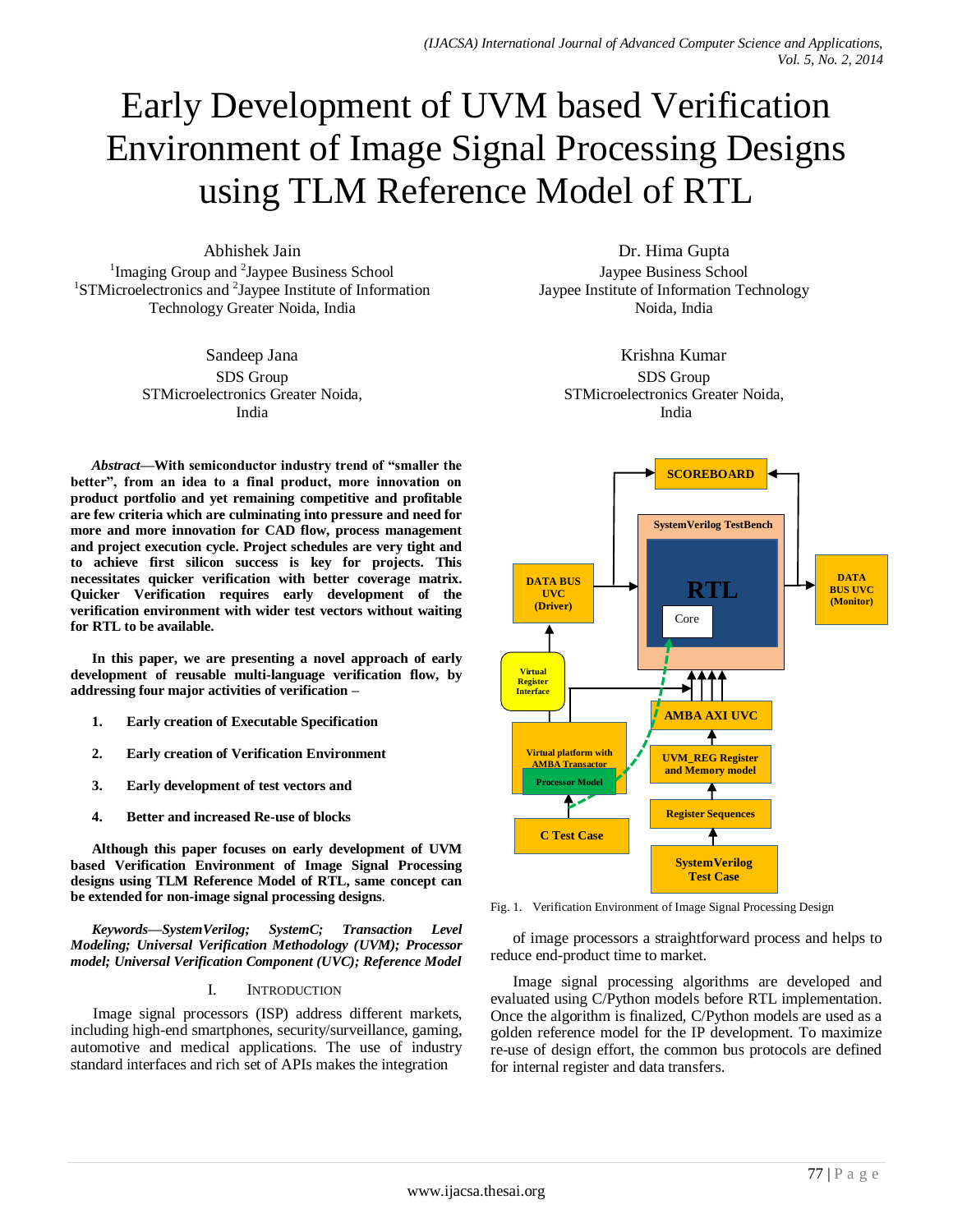# Early Development of UVM based Verification Environment of Image Signal Processing Designs using TLM Reference Model of RTL

Abhishek Jain
[1]Imaging Group and [2]Jaypee Business School
[1]STMicroelectronics and [2]Jaypee Institute of Information Technology Greater Noida, India

Dr. Hima Gupta
Jaypee Business School
Jaypee Institute of Information Technology
Noida, India

Sandeep Jana
SDS Group
STMicroelectronics Greater Noida, India

Krishna Kumar
SDS Group
STMicroelectronics Greater Noida, India

***Abstract*—With semiconductor industry trend of "smaller the better", from an idea to a final product, more innovation on product portfolio and yet remaining competitive and profitable are few criteria which are culminating into pressure and need for more and more innovation for CAD flow, process management and project execution cycle. Project schedules are very tight and to achieve first silicon success is key for projects. This necessitates quicker verification with better coverage matrix. Quicker Verification requires early development of the verification environment with wider test vectors without waiting for RTL to be available.**

**In this paper, we are presenting a novel approach of early development of reusable multi-language verification flow, by addressing four major activities of verification –**

1. **Early creation of Executable Specification**
2. **Early creation of Verification Environment**
3. **Early development of test vectors and**
4. **Better and increased Re-use of blocks**

**Although this paper focuses on early development of UVM based Verification Environment of Image Signal Processing designs using TLM Reference Model of RTL, same concept can be extended for non-image signal processing designs.**

***Keywords—SystemVerilog; SystemC; Transaction Level Modeling; Universal Verification Methodology (UVM); Processor model; Universal Verification Component (UVC); Reference Model***

## I. Introduction

Image signal processors (ISP) address different markets, including high-end smartphones, security/surveillance, gaming, automotive and medical applications. The use of industry standard interfaces and rich set of APIs makes the integration of image processors a straightforward process and helps to reduce end-product time to market.

Image signal processing algorithms are developed and evaluated using C/Python models before RTL implementation. Once the algorithm is finalized, C/Python models are used as a golden reference model for the IP development. To maximize re-use of design effort, the common bus protocols are defined for internal register and data transfers.

SCOREBOARD
SystemVerilog TestBench
RTL
Core
DATA BUS UVC (Driver)
DATA BUS UVC (Monitor)
Virtual Register Interface
AMBA AXI UVC
Virtual platform with AMBA Transactor
Processor Model
UVM_REG Register and Memory model
Register Sequences
C Test Case
SystemVerilog Test Case

Fig. 1. Verification Environment of Image Signal Processing Design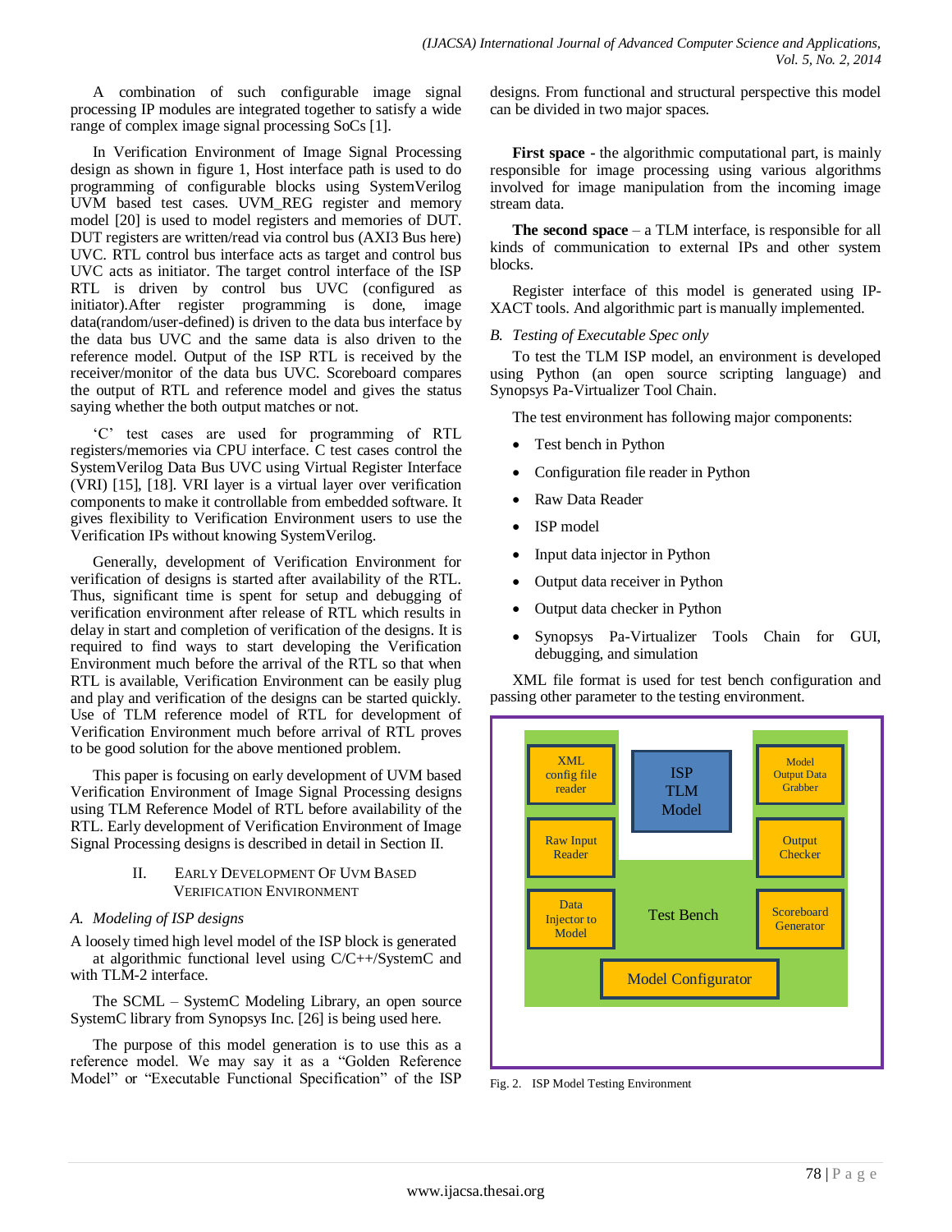A combination of such configurable image signal processing IP modules are integrated together to satisfy a wide range of complex image signal processing SoCs [1].

In Verification Environment of Image Signal Processing design as shown in figure 1, Host interface path is used to do programming of configurable blocks using SystemVerilog UVM based test cases. UVM_REG register and memory model [20] is used to model registers and memories of DUT. DUT registers are written/read via control bus (AXI3 Bus here) UVC. RTL control bus interface acts as target and control bus UVC acts as initiator. The target control interface of the ISP RTL is driven by control bus UVC (configured as initiator).After register programming is done, image data(random/user-defined) is driven to the data bus interface by the data bus UVC and the same data is also driven to the reference model. Output of the ISP RTL is received by the receiver/monitor of the data bus UVC. Scoreboard compares the output of RTL and reference model and gives the status saying whether the both output matches or not.

'C' test cases are used for programming of RTL registers/memories via CPU interface. C test cases control the SystemVerilog Data Bus UVC using Virtual Register Interface (VRI) [15], [18]. VRI layer is a virtual layer over verification components to make it controllable from embedded software. It gives flexibility to Verification Environment users to use the Verification IPs without knowing SystemVerilog.

Generally, development of Verification Environment for verification of designs is started after availability of the RTL. Thus, significant time is spent for setup and debugging of verification environment after release of RTL which results in delay in start and completion of verification of the designs. It is required to find ways to start developing the Verification Environment much before the arrival of the RTL so that when RTL is available, Verification Environment can be easily plug and play and verification of the designs can be started quickly. Use of TLM reference model of RTL for development of Verification Environment much before arrival of RTL proves to be good solution for the above mentioned problem.

This paper is focusing on early development of UVM based Verification Environment of Image Signal Processing designs using TLM Reference Model of RTL before availability of the RTL. Early development of Verification Environment of Image Signal Processing designs is described in detail in Section II.

## II. Early Development Of Uvm Based Verification Environment

### A. Modeling of ISP designs

A loosely timed high level model of the ISP block is generated at algorithmic functional level using C/C++/SystemC and with TLM-2 interface.

The SCML – SystemC Modeling Library, an open source SystemC library from Synopsys Inc. [26] is being used here.

The purpose of this model generation is to use this as a reference model. We may say it as a "Golden Reference Model" or "Executable Functional Specification" of the ISP designs. From functional and structural perspective this model can be divided in two major spaces.

**First space -** the algorithmic computational part, is mainly responsible for image processing using various algorithms involved for image manipulation from the incoming image stream data.

**The second space** – a TLM interface, is responsible for all kinds of communication to external IPs and other system blocks.

Register interface of this model is generated using IP-XACT tools. And algorithmic part is manually implemented.

### B. Testing of Executable Spec only

To test the TLM ISP model, an environment is developed using Python (an open source scripting language) and Synopsys Pa-Virtualizer Tool Chain.

The test environment has following major components:

- Test bench in Python
- Configuration file reader in Python
- Raw Data Reader
- ISP model
- Input data injector in Python
- Output data receiver in Python
- Output data checker in Python
- Synopsys Pa-Virtualizer Tools Chain for GUI, debugging, and simulation

XML file format is used for test bench configuration and passing other parameter to the testing environment.

XML config file reader
ISP TLM Model
Model Output Data Grabber
Raw Input Reader
Output Checker
Data Injector to Model
Test Bench
Scoreboard Generator
Model Configurator

Fig. 2. ISP Model Testing Environment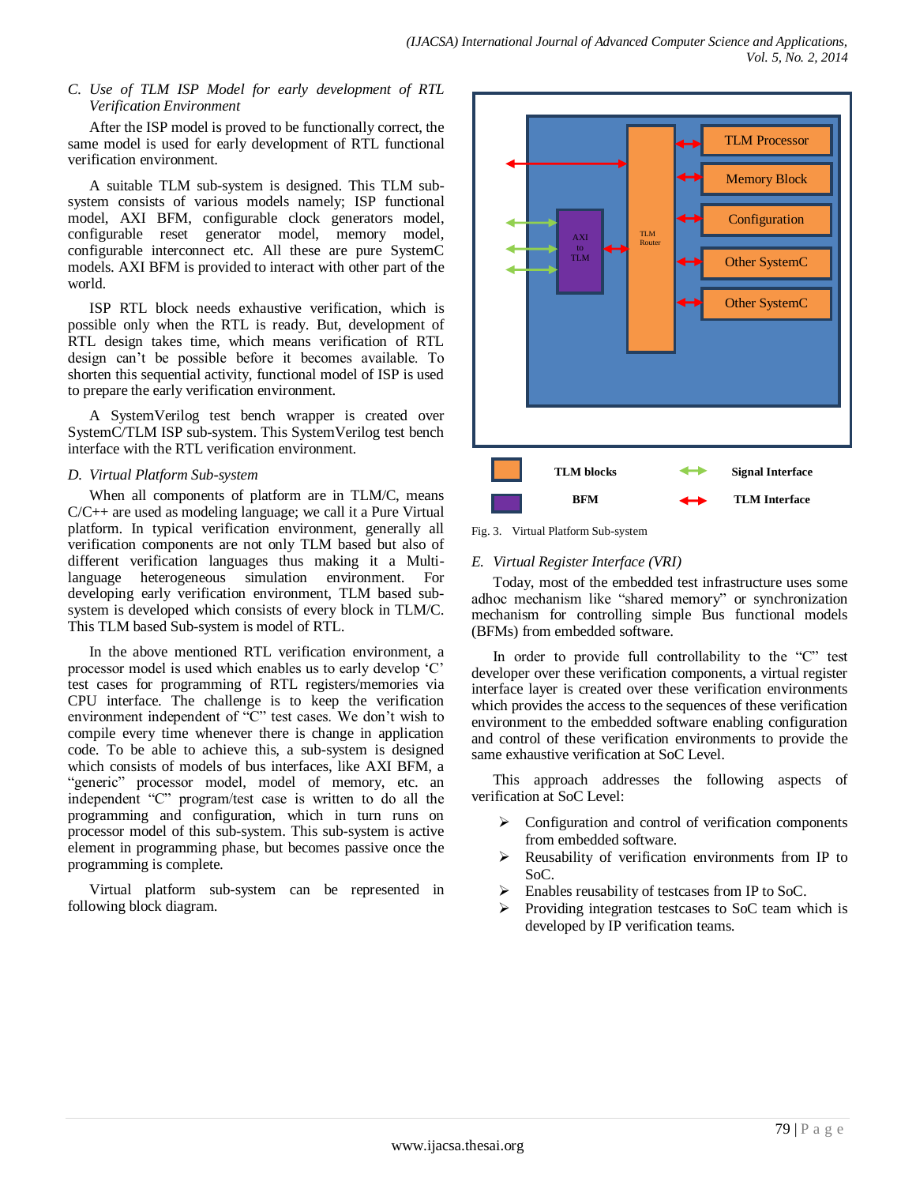### C. Use of TLM ISP Model for early development of RTL Verification Environment

After the ISP model is proved to be functionally correct, the same model is used for early development of RTL functional verification environment.

A suitable TLM sub-system is designed. This TLM sub-system consists of various models namely; ISP functional model, AXI BFM, configurable clock generators model, configurable reset generator model, memory model, configurable interconnect etc. All these are pure SystemC models. AXI BFM is provided to interact with other part of the world.

ISP RTL block needs exhaustive verification, which is possible only when the RTL is ready. But, development of RTL design takes time, which means verification of RTL design can't be possible before it becomes available. To shorten this sequential activity, functional model of ISP is used to prepare the early verification environment.

A SystemVerilog test bench wrapper is created over SystemC/TLM ISP sub-system. This SystemVerilog test bench interface with the RTL verification environment.

### D. Virtual Platform Sub-system

When all components of platform are in TLM/C, means C/C++ are used as modeling language; we call it a Pure Virtual platform. In typical verification environment, generally all verification components are not only TLM based but also of different verification languages thus making it a Multi-language heterogeneous simulation environment. For developing early verification environment, TLM based sub-system is developed which consists of every block in TLM/C. This TLM based Sub-system is model of RTL.

In the above mentioned RTL verification environment, a processor model is used which enables us to early develop 'C' test cases for programming of RTL registers/memories via CPU interface. The challenge is to keep the verification environment independent of "C" test cases. We don't wish to compile every time whenever there is change in application code. To be able to achieve this, a sub-system is designed which consists of models of bus interfaces, like AXI BFM, a "generic" processor model, model of memory, etc. an independent "C" program/test case is written to do all the programming and configuration, which in turn runs on processor model of this sub-system. This sub-system is active element in programming phase, but becomes passive once the programming is complete.

Virtual platform sub-system can be represented in following block diagram.

AXI to TLM
TLM Router
TLM Processor
Memory Block
Configuration
Other SystemC
Other SystemC
TLM blocks
BFM
Signal Interface
TLM Interface

Fig. 3. Virtual Platform Sub-system

### E. Virtual Register Interface (VRI)

Today, most of the embedded test infrastructure uses some adhoc mechanism like "shared memory" or synchronization mechanism for controlling simple Bus functional models (BFMs) from embedded software.

In order to provide full controllability to the "C" test developer over these verification components, a virtual register interface layer is created over these verification environments which provides the access to the sequences of these verification environment to the embedded software enabling configuration and control of these verification environments to provide the same exhaustive verification at SoC Level.

This approach addresses the following aspects of verification at SoC Level:

- Configuration and control of verification components from embedded software.
- Reusability of verification environments from IP to SoC.
- Enables reusability of testcases from IP to SoC.
- Providing integration testcases to SoC team which is developed by IP verification teams.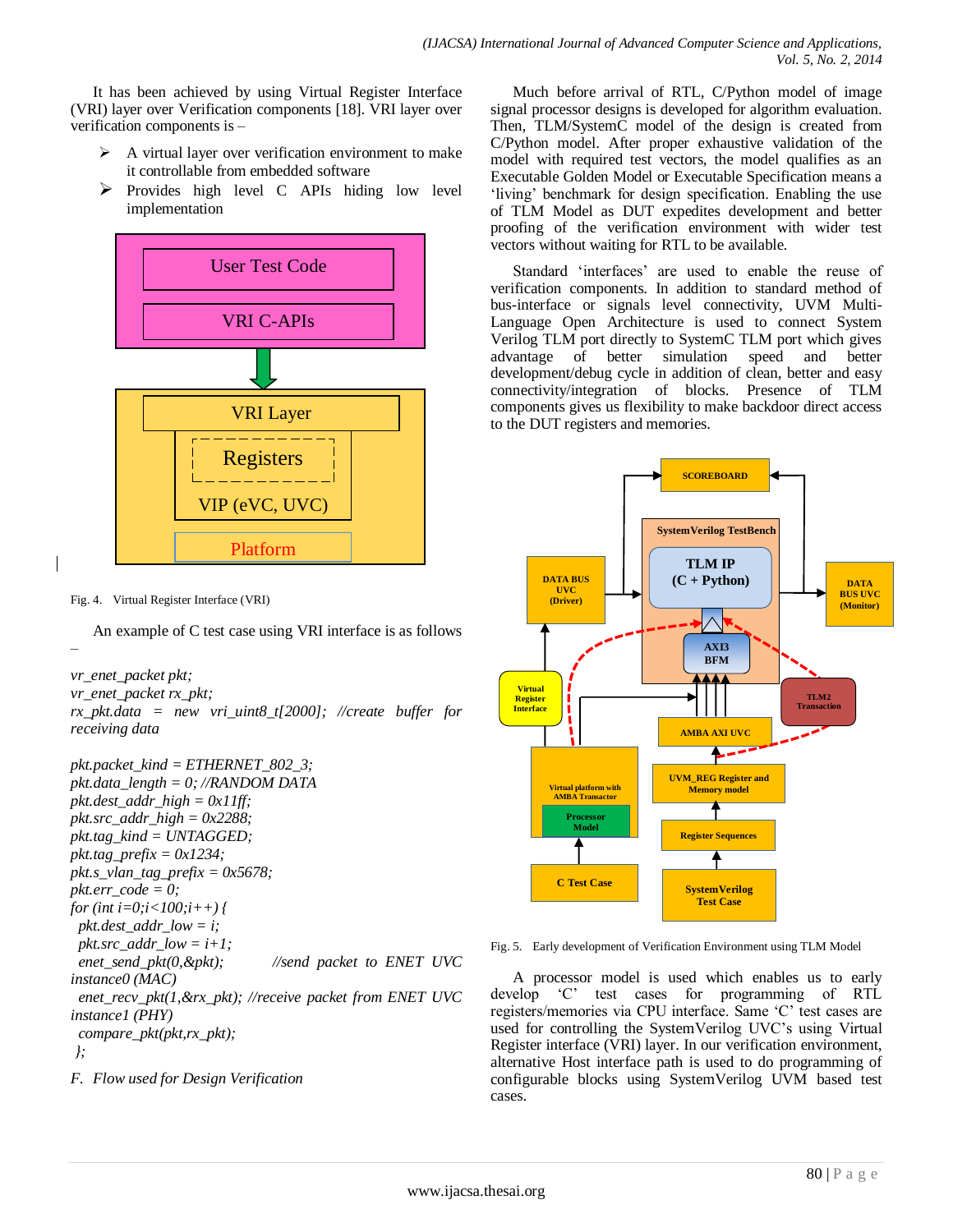It has been achieved by using Virtual Register Interface (VRI) layer over Verification components [18]. VRI layer over verification components is –

- A virtual layer over verification environment to make it controllable from embedded software
- Provides high level C APIs hiding low level implementation

User Test Code
VRI C-APIs
VRI Layer
Registers
VIP (eVC, UVC)
Platform

Fig. 4. Virtual Register Interface (VRI)

An example of C test case using VRI interface is as follows –

```
vr_enet_packet pkt;
vr_enet_packet rx_pkt;
rx_pkt.data = new vri_uint8_t[2000]; //create buffer for receiving data

pkt.packet_kind = ETHERNET_802_3;
pkt.data_length = 0; //RANDOM DATA
pkt.dest_addr_high = 0x11ff;
pkt.src_addr_high = 0x2288;
pkt.tag_kind = UNTAGGED;
pkt.tag_prefix = 0x1234;
pkt.s_vlan_tag_prefix = 0x5678;
pkt.err_code = 0;
for (int i=0;i<100;i++) {
  pkt.dest_addr_low = i;
  pkt.src_addr_low = i+1;
  enet_send_pkt(0,&pkt);       //send packet to ENET UVC instance0 (MAC)
  enet_recv_pkt(1,&rx_pkt); //receive packet from ENET UVC instance1 (PHY)
  compare_pkt(pkt,rx_pkt);
};
```

*F. Flow used for Design Verification*

Much before arrival of RTL, C/Python model of image signal processor designs is developed for algorithm evaluation. Then, TLM/SystemC model of the design is created from C/Python model. After proper exhaustive validation of the model with required test vectors, the model qualifies as an Executable Golden Model or Executable Specification means a 'living' benchmark for design specification. Enabling the use of TLM Model as DUT expedites development and better proofing of the verification environment with wider test vectors without waiting for RTL to be available.

Standard 'interfaces' are used to enable the reuse of verification components. In addition to standard method of bus-interface or signals level connectivity, UVM Multi-Language Open Architecture is used to connect System Verilog TLM port directly to SystemC TLM port which gives advantage of better simulation speed and better development/debug cycle in addition of clean, better and easy connectivity/integration of blocks. Presence of TLM components gives us flexibility to make backdoor direct access to the DUT registers and memories.

SCOREBOARD
SystemVerilog TestBench
TLM IP (C + Python)
AXI3 BFM
DATA BUS UVC (Driver)
DATA BUS UVC (Monitor)
Virtual Register Interface
TLM2 Transaction
AMBA AXI UVC
Virtual platform with AMBA Transactor
Processor Model
UVM_REG Register and Memory model
Register Sequences
C Test Case
SystemVerilog Test Case

Fig. 5. Early development of Verification Environment using TLM Model

A processor model is used which enables us to early develop 'C' test cases for programming of RTL registers/memories via CPU interface. Same 'C' test cases are used for controlling the SystemVerilog UVC's using Virtual Register interface (VRI) layer. In our verification environment, alternative Host interface path is used to do programming of configurable blocks using SystemVerilog UVM based test cases.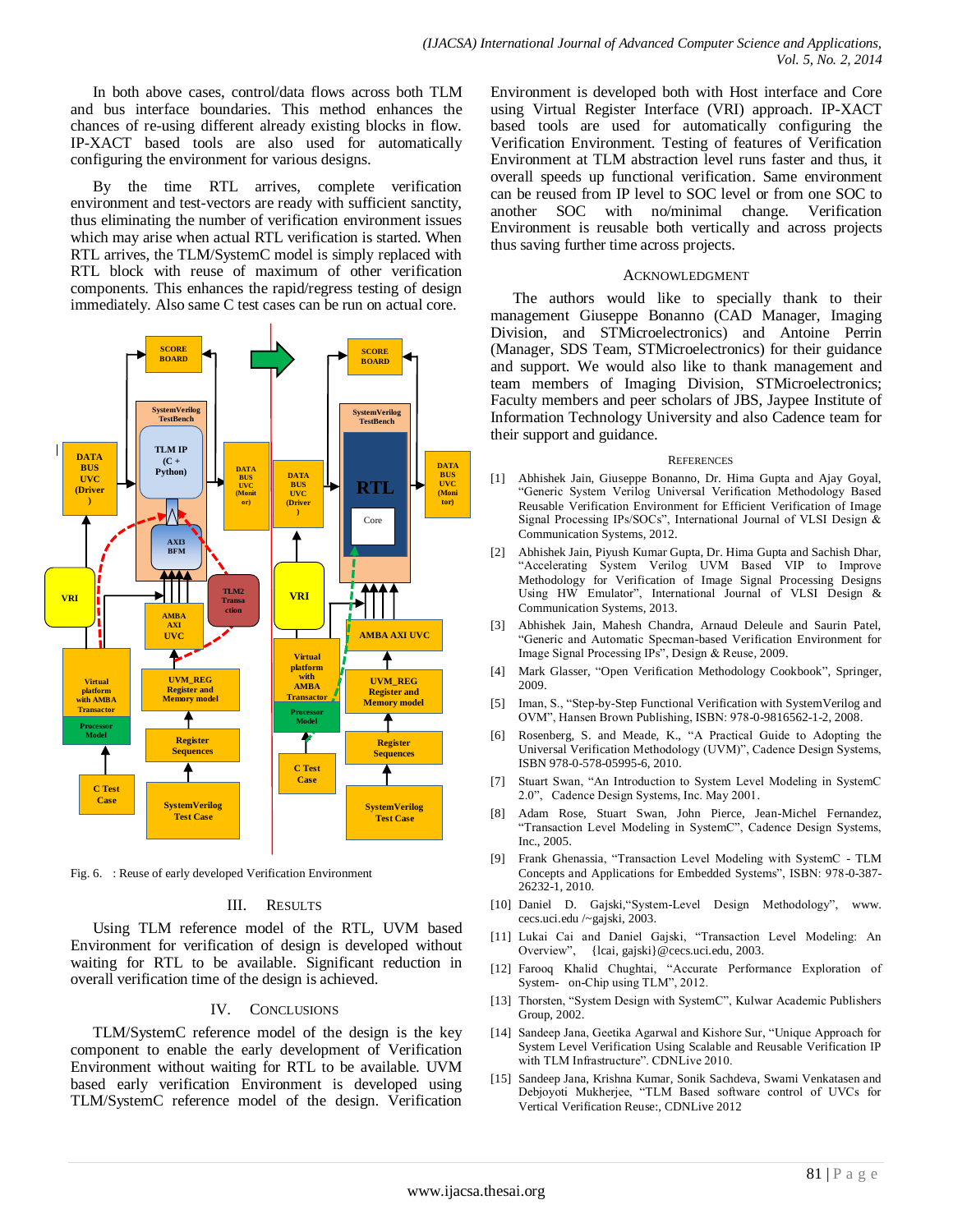In both above cases, control/data flows across both TLM and bus interface boundaries. This method enhances the chances of re-using different already existing blocks in flow. IP-XACT based tools are also used for automatically configuring the environment for various designs.

By the time RTL arrives, complete verification environment and test-vectors are ready with sufficient sanctity, thus eliminating the number of verification environment issues which may arise when actual RTL verification is started. When RTL arrives, the TLM/SystemC model is simply replaced with RTL block with reuse of maximum of other verification components. This enhances the rapid/regress testing of design immediately. Also same C test cases can be run on actual core.

SCORE BOARD
SystemVerilog TestBench
TLM IP (C + Python)
DATA BUS UVC (Driver)
DATA BUS UVC (Monitor)
AXI3 BFM
VRI
TLM2 Transaction
AMBA AXI UVC
Virtual platform with AMBA Transactor
Processor Model
UVM_REG Register and Memory model
Register Sequences
C Test Case
SystemVerilog Test Case
SCORE BOARD
SystemVerilog TestBench
RTL
Core
DATA BUS UVC (Driver)
DATA BUS UVC (Monitor)
VRI
AMBA AXI UVC
Virtual platform with AMBA Transactor
Processor Model
UVM_REG Register and Memory model
Register Sequences
C Test Case
SystemVerilog Test Case

Fig. 6. : Reuse of early developed Verification Environment

## III. Results

Using TLM reference model of the RTL, UVM based Environment for verification of design is developed without waiting for RTL to be available. Significant reduction in overall verification time of the design is achieved.

## IV. Conclusions

TLM/SystemC reference model of the design is the key component to enable the early development of Verification Environment without waiting for RTL to be available. UVM based early verification Environment is developed using TLM/SystemC reference model of the design. Verification Environment is developed both with Host interface and Core using Virtual Register Interface (VRI) approach. IP-XACT based tools are used for automatically configuring the Verification Environment. Testing of features of Verification Environment at TLM abstraction level runs faster and thus, it overall speeds up functional verification. Same environment can be reused from IP level to SOC level or from one SOC to another SOC with no/minimal change. Verification Environment is reusable both vertically and across projects thus saving further time across projects.

## Acknowledgment

The authors would like to specially thank to their management Giuseppe Bonanno (CAD Manager, Imaging Division, and STMicroelectronics) and Antoine Perrin (Manager, SDS Team, STMicroelectronics) for their guidance and support. We would also like to thank management and team members of Imaging Division, STMicroelectronics; Faculty members and peer scholars of JBS, Jaypee Institute of Information Technology University and also Cadence team for their support and guidance.

## References

[1] Abhishek Jain, Giuseppe Bonanno, Dr. Hima Gupta and Ajay Goyal, "Generic System Verilog Universal Verification Methodology Based Reusable Verification Environment for Efficient Verification of Image Signal Processing IPs/SOCs", International Journal of VLSI Design & Communication Systems, 2012.

[2] Abhishek Jain, Piyush Kumar Gupta, Dr. Hima Gupta and Sachish Dhar, "Accelerating System Verilog UVM Based VIP to Improve Methodology for Verification of Image Signal Processing Designs Using HW Emulator", International Journal of VLSI Design & Communication Systems, 2013.

[3] Abhishek Jain, Mahesh Chandra, Arnaud Deleule and Saurin Patel, "Generic and Automatic Specman-based Verification Environment for Image Signal Processing IPs", Design & Reuse, 2009.

[4] Mark Glasser, "Open Verification Methodology Cookbook", Springer, 2009.

[5] Iman, S., "Step-by-Step Functional Verification with SystemVerilog and OVM", Hansen Brown Publishing, ISBN: 978-0-9816562-1-2, 2008.

[6] Rosenberg, S. and Meade, K., "A Practical Guide to Adopting the Universal Verification Methodology (UVM)", Cadence Design Systems, ISBN 978-0-578-05995-6, 2010.

[7] Stuart Swan, "An Introduction to System Level Modeling in SystemC 2.0", Cadence Design Systems, Inc. May 2001.

[8] Adam Rose, Stuart Swan, John Pierce, Jean-Michel Fernandez, "Transaction Level Modeling in SystemC", Cadence Design Systems, Inc., 2005.

[9] Frank Ghenassia, "Transaction Level Modeling with SystemC - TLM Concepts and Applications for Embedded Systems", ISBN: 978-0-387-26232-1, 2010.

[10] Daniel D. Gajski,"System-Level Design Methodology", www. cecs.uci.edu /~gajski, 2003.

[11] Lukai Cai and Daniel Gajski, "Transaction Level Modeling: An Overview", {lcai, gajski}@cecs.uci.edu, 2003.

[12] Farooq Khalid Chughtai, "Accurate Performance Exploration of System- on-Chip using TLM", 2012.

[13] Thorsten, "System Design with SystemC", Kulwar Academic Publishers Group, 2002.

[14] Sandeep Jana, Geetika Agarwal and Kishore Sur, "Unique Approach for System Level Verification Using Scalable and Reusable Verification IP with TLM Infrastructure". CDNLive 2010.

[15] Sandeep Jana, Krishna Kumar, Sonik Sachdeva, Swami Venkatasen and Debjoyoti Mukherjee, "TLM Based software control of UVCs for Vertical Verification Reuse:, CDNLive 2012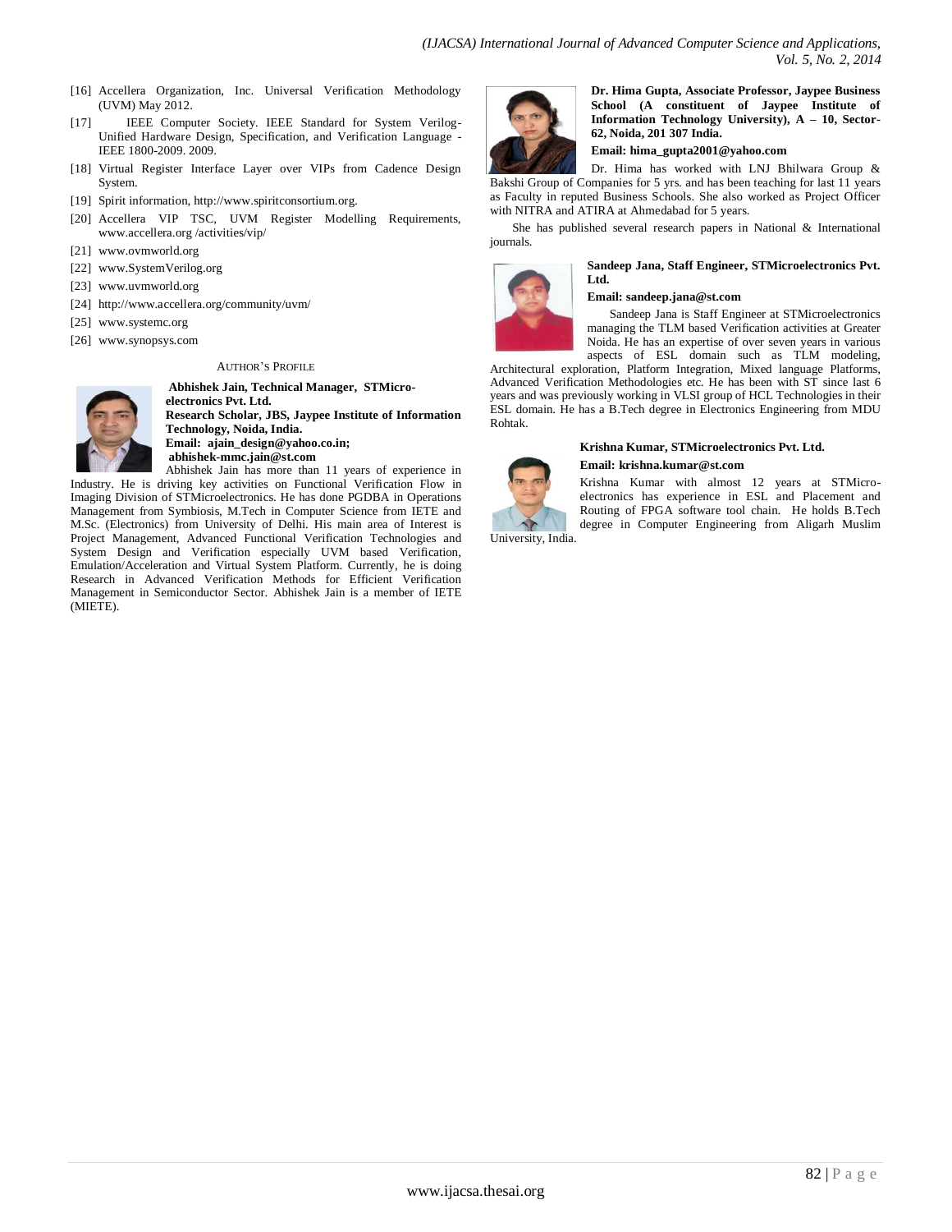[16] Accellera Organization, Inc. Universal Verification Methodology (UVM) May 2012.

[17] IEEE Computer Society. IEEE Standard for System Verilog-Unified Hardware Design, Specification, and Verification Language - IEEE 1800-2009. 2009.

[18] Virtual Register Interface Layer over VIPs from Cadence Design System.

[19] Spirit information, http://www.spiritconsortium.org.

[20] Accellera VIP TSC, UVM Register Modelling Requirements, www.accellera.org /activities/vip/

[21] www.ovmworld.org

[22] www.SystemVerilog.org

[23] www.uvmworld.org

[24] http://www.accellera.org/community/uvm/

[25] www.systemc.org

[26] www.synopsys.com

## AUTHOR'S PROFILE

**Abhishek Jain, Technical Manager, STMicro-electronics Pvt. Ltd.**
**Research Scholar, JBS, Jaypee Institute of Information Technology, Noida, India.**
**Email: ajain_design@yahoo.co.in;**
**abhishek-mmc.jain@st.com**

Abhishek Jain has more than 11 years of experience in Industry. He is driving key activities on Functional Verification Flow in Imaging Division of STMicroelectronics. He has done PGDBA in Operations Management from Symbiosis, M.Tech in Computer Science from IETE and M.Sc. (Electronics) from University of Delhi. His main area of Interest is Project Management, Advanced Functional Verification Technologies and System Design and Verification especially UVM based Verification, Emulation/Acceleration and Virtual System Platform. Currently, he is doing Research in Advanced Verification Methods for Efficient Verification Management in Semiconductor Sector. Abhishek Jain is a member of IETE (MIETE).

**Dr. Hima Gupta, Associate Professor, Jaypee Business School (A constituent of Jaypee Institute of Information Technology University), A – 10, Sector-62, Noida, 201 307 India.**

**Email: hima_gupta2001@yahoo.com**

Dr. Hima has worked with LNJ Bhilwara Group & Bakshi Group of Companies for 5 yrs. and has been teaching for last 11 years as Faculty in reputed Business Schools. She also worked as Project Officer with NITRA and ATIRA at Ahmedabad for 5 years.

She has published several research papers in National & International journals.

**Sandeep Jana, Staff Engineer, STMicroelectronics Pvt. Ltd.**

**Email: sandeep.jana@st.com**

Sandeep Jana is Staff Engineer at STMicroelectronics managing the TLM based Verification activities at Greater Noida. He has an expertise of over seven years in various aspects of ESL domain such as TLM modeling, Architectural exploration, Platform Integration, Mixed language Platforms, Advanced Verification Methodologies etc. He has been with ST since last 6 years and was previously working in VLSI group of HCL Technologies in their ESL domain. He has a B.Tech degree in Electronics Engineering from MDU Rohtak.

**Krishna Kumar, STMicroelectronics Pvt. Ltd.**

**Email: krishna.kumar@st.com**

Krishna Kumar with almost 12 years at STMicro-electronics has experience in ESL and Placement and Routing of FPGA software tool chain. He holds B.Tech degree in Computer Engineering from Aligarh Muslim University, India.